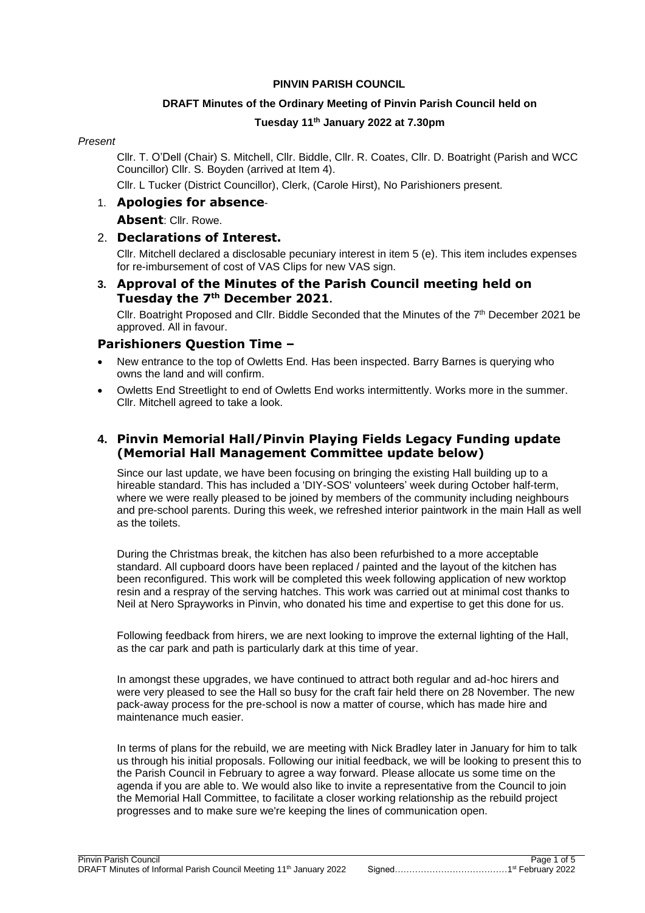**PINVIN PARISH COUNCIL**

**DRAFT Minutes of the Ordinary Meeting of Pinvin Parish Council held on**

**Tuesday 11th January 2022 at 7.30pm**

*Present*

Cllr. T. O'Dell (Chair) S. Mitchell, Cllr. Biddle, Cllr. R. Coates, Cllr. D. Boatright (Parish and WCC Councillor) Cllr. S. Boyden (arrived at Item 4).

Cllr. L Tucker (District Councillor), Clerk, (Carole Hirst), No Parishioners present.

## 1. Apologies for absence-

**Absent**: Cllr. Rowe.

## 2. Declarations of Interest.

Cllr. Mitchell declared a disclosable pecuniary interest in item 5 (e). This item includes expenses for re-imbursement of cost of VAS Clips for new VAS sign.

## 3. Approval of the Minutes of the Parish Council meeting held on Tuesday the 7th December 2021.

Cllr. Boatright Proposed and Cllr. Biddle Seconded that the Minutes of the 7th December 2021 be approved. All in favour.

## Parishioners Question Time –

- New entrance to the top of Owletts End. Has been inspected. Barry Barnes is querying who owns the land and will confirm.
- Owletts End Streetlight to end of Owletts End works intermittently. Works more in the summer. Cllr. Mitchell agreed to take a look.

## 4. Pinvin Memorial Hall/Pinvin Playing Fields Legacy Funding update (Memorial Hall Management Committee update below)

Since our last update, we have been focusing on bringing the existing Hall building up to a hireable standard. This has included a 'DIY-SOS' volunteers' week during October half-term, where we were really pleased to be joined by members of the community including neighbours and pre-school parents. During this week, we refreshed interior paintwork in the main Hall as well as the toilets.

During the Christmas break, the kitchen has also been refurbished to a more acceptable standard. All cupboard doors have been replaced / painted and the layout of the kitchen has been reconfigured. This work will be completed this week following application of new worktop resin and a respray of the serving hatches. This work was carried out at minimal cost thanks to Neil at Nero Sprayworks in Pinvin, who donated his time and expertise to get this done for us.

Following feedback from hirers, we are next looking to improve the external lighting of the Hall, as the car park and path is particularly dark at this time of year.

In amongst these upgrades, we have continued to attract both regular and ad-hoc hirers and were very pleased to see the Hall so busy for the craft fair held there on 28 November. The new pack-away process for the pre-school is now a matter of course, which has made hire and maintenance much easier.

In terms of plans for the rebuild, we are meeting with Nick Bradley later in January for him to talk us through his initial proposals. Following our initial feedback, we will be looking to present this to the Parish Council in February to agree a way forward. Please allocate us some time on the agenda if you are able to. We would also like to invite a representative from the Council to join the Memorial Hall Committee, to facilitate a closer working relationship as the rebuild project progresses and to make sure we're keeping the lines of communication open.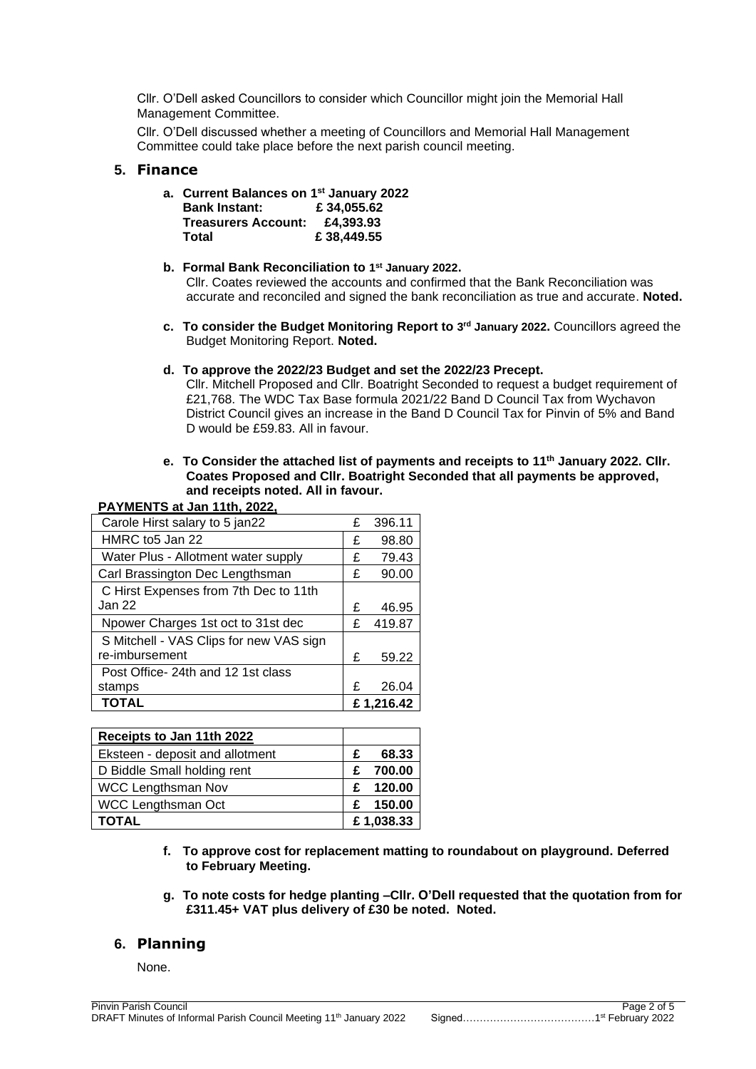Cllr. O'Dell asked Councillors to consider which Councillor might join the Memorial Hall Management Committee.

Cllr. O'Dell discussed whether a meeting of Councillors and Memorial Hall Management Committee could take place before the next parish council meeting.

## 5. Finance

**a. Current Balances on 1st January 2022**
**Bank Instant: £ 34,055.62**
**Treasurers Account: £4,393.93**
**Total £ 38,449.55**

**b. Formal Bank Reconciliation to 1st January 2022.**
Cllr. Coates reviewed the accounts and confirmed that the Bank Reconciliation was accurate and reconciled and signed the bank reconciliation as true and accurate. **Noted.**

**c. To consider the Budget Monitoring Report to 3rd January 2022.** Councillors agreed the Budget Monitoring Report. **Noted.**

**d. To approve the 2022/23 Budget and set the 2022/23 Precept.**
Cllr. Mitchell Proposed and Cllr. Boatright Seconded to request a budget requirement of £21,768. The WDC Tax Base formula 2021/22 Band D Council Tax from Wychavon District Council gives an increase in the Band D Council Tax for Pinvin of 5% and Band D would be £59.83. All in favour.

**e. To Consider the attached list of payments and receipts to 11th January 2022. Cllr. Coates Proposed and Cllr. Boatright Seconded that all payments be approved, and receipts noted. All in favour.**

**PAYMENTS at Jan 11th, 2022,**

| | |
|---|---|
| Carole Hirst salary to 5 jan22 | £ 396.11 |
| HMRC to5 Jan 22 | £ 98.80 |
| Water Plus - Allotment water supply | £ 79.43 |
| Carl Brassington Dec Lengthsman | £ 90.00 |
| C Hirst Expenses from 7th Dec to 11th Jan 22 | £ 46.95 |
| Npower Charges 1st oct to 31st dec | £ 419.87 |
| S Mitchell - VAS Clips for new VAS sign re-imbursement | £ 59.22 |
| Post Office- 24th and 12 1st class stamps | £ 26.04 |
| **TOTAL** | **£ 1,216.42** |

| **Receipts to Jan 11th 2022** | |
|---|---|
| Eksteen - deposit and allotment | **£ 68.33** |
| D Biddle Small holding rent | **£ 700.00** |
| WCC Lengthsman Nov | **£ 120.00** |
| WCC Lengthsman Oct | **£ 150.00** |
| **TOTAL** | **£ 1,038.33** |

**f. To approve cost for replacement matting to roundabout on playground. Deferred to February Meeting.**

**g. To note costs for hedge planting –Cllr. O'Dell requested that the quotation from for £311.45+ VAT plus delivery of £30 be noted. Noted.**

## 6. Planning

None.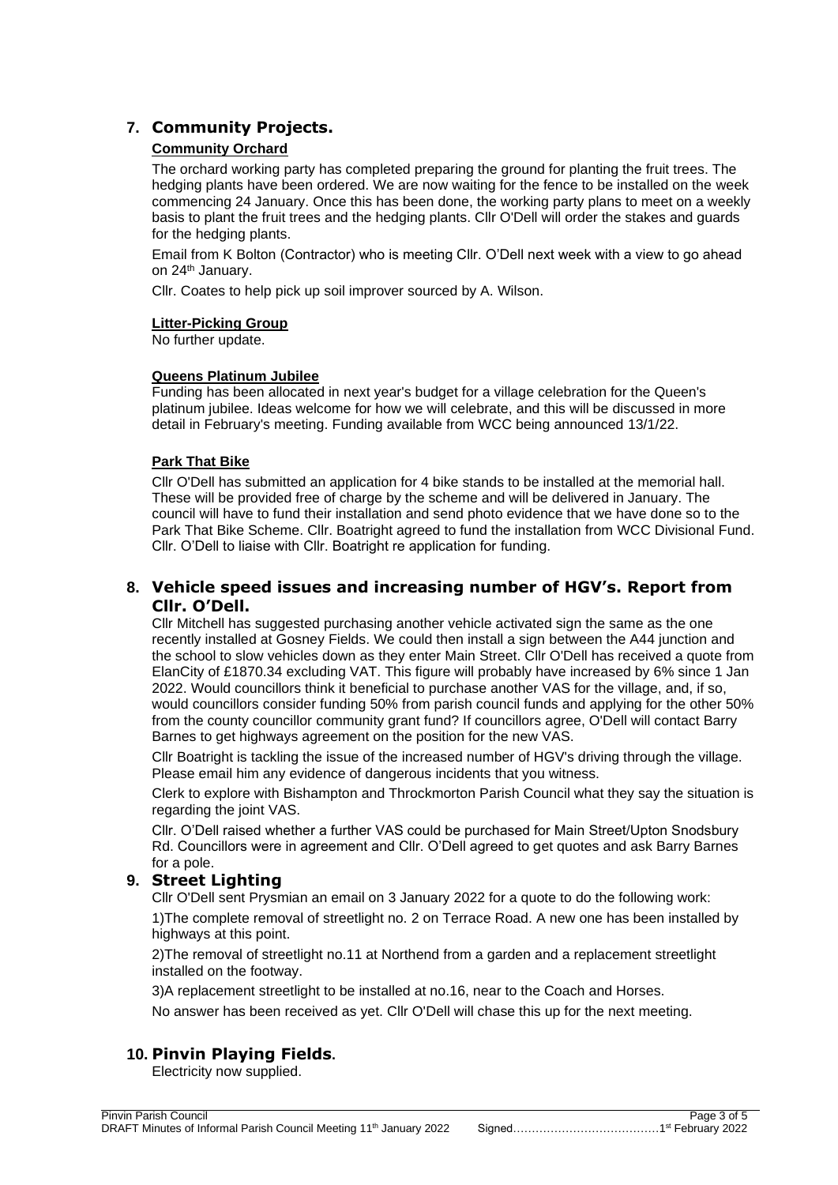## 7. Community Projects.

### Community Orchard

The orchard working party has completed preparing the ground for planting the fruit trees. The hedging plants have been ordered. We are now waiting for the fence to be installed on the week commencing 24 January. Once this has been done, the working party plans to meet on a weekly basis to plant the fruit trees and the hedging plants. Cllr O'Dell will order the stakes and guards for the hedging plants.

Email from K Bolton (Contractor) who is meeting Cllr. O'Dell next week with a view to go ahead on 24th January.

Cllr. Coates to help pick up soil improver sourced by A. Wilson.

### Litter-Picking Group

No further update.

### Queens Platinum Jubilee

Funding has been allocated in next year's budget for a village celebration for the Queen's platinum jubilee. Ideas welcome for how we will celebrate, and this will be discussed in more detail in February's meeting. Funding available from WCC being announced 13/1/22.

### Park That Bike

Cllr O'Dell has submitted an application for 4 bike stands to be installed at the memorial hall. These will be provided free of charge by the scheme and will be delivered in January. The council will have to fund their installation and send photo evidence that we have done so to the Park That Bike Scheme. Cllr. Boatright agreed to fund the installation from WCC Divisional Fund. Cllr. O'Dell to liaise with Cllr. Boatright re application for funding.

## 8. Vehicle speed issues and increasing number of HGV's. Report from Cllr. O'Dell.

Cllr Mitchell has suggested purchasing another vehicle activated sign the same as the one recently installed at Gosney Fields. We could then install a sign between the A44 junction and the school to slow vehicles down as they enter Main Street. Cllr O'Dell has received a quote from ElanCity of £1870.34 excluding VAT. This figure will probably have increased by 6% since 1 Jan 2022. Would councillors think it beneficial to purchase another VAS for the village, and, if so, would councillors consider funding 50% from parish council funds and applying for the other 50% from the county councillor community grant fund? If councillors agree, O'Dell will contact Barry Barnes to get highways agreement on the position for the new VAS.

Cllr Boatright is tackling the issue of the increased number of HGV's driving through the village. Please email him any evidence of dangerous incidents that you witness.

Clerk to explore with Bishampton and Throckmorton Parish Council what they say the situation is regarding the joint VAS.

Cllr. O'Dell raised whether a further VAS could be purchased for Main Street/Upton Snodsbury Rd. Councillors were in agreement and Cllr. O'Dell agreed to get quotes and ask Barry Barnes for a pole.

## 9. Street Lighting

Cllr O'Dell sent Prysmian an email on 3 January 2022 for a quote to do the following work:

1)The complete removal of streetlight no. 2 on Terrace Road. A new one has been installed by highways at this point.

2)The removal of streetlight no.11 at Northend from a garden and a replacement streetlight installed on the footway.

3)A replacement streetlight to be installed at no.16, near to the Coach and Horses.

No answer has been received as yet. Cllr O'Dell will chase this up for the next meeting.

## 10. Pinvin Playing Fields.

Electricity now supplied.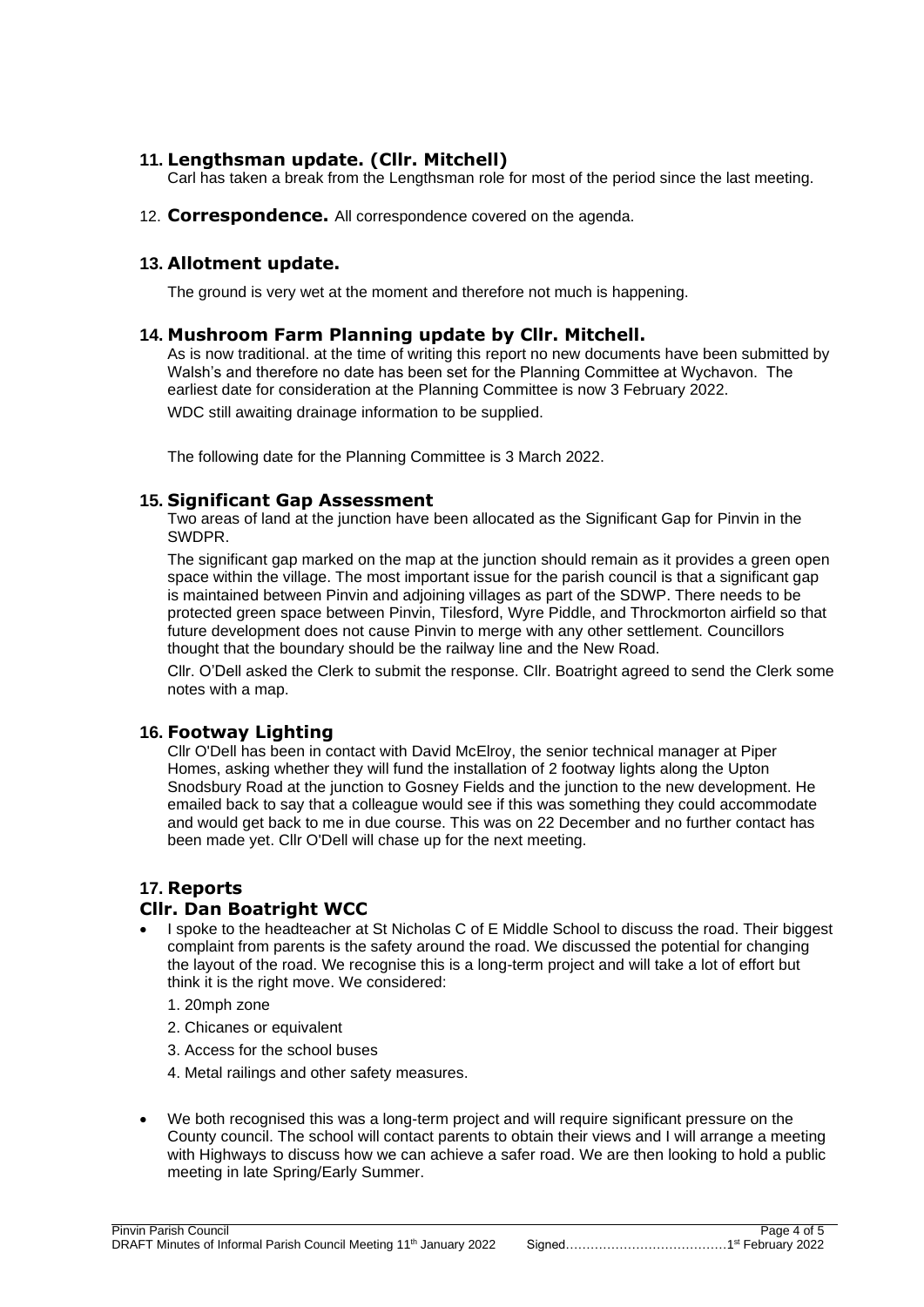## 11. Lengthsman update. (Cllr. Mitchell)

Carl has taken a break from the Lengthsman role for most of the period since the last meeting.

12. **Correspondence.** All correspondence covered on the agenda.

## 13. Allotment update.

The ground is very wet at the moment and therefore not much is happening.

## 14. Mushroom Farm Planning update by Cllr. Mitchell.

As is now traditional. at the time of writing this report no new documents have been submitted by Walsh's and therefore no date has been set for the Planning Committee at Wychavon. The earliest date for consideration at the Planning Committee is now 3 February 2022.

WDC still awaiting drainage information to be supplied.

The following date for the Planning Committee is 3 March 2022.

## 15. Significant Gap Assessment

Two areas of land at the junction have been allocated as the Significant Gap for Pinvin in the SWDPR.

The significant gap marked on the map at the junction should remain as it provides a green open space within the village. The most important issue for the parish council is that a significant gap is maintained between Pinvin and adjoining villages as part of the SDWP. There needs to be protected green space between Pinvin, Tilesford, Wyre Piddle, and Throckmorton airfield so that future development does not cause Pinvin to merge with any other settlement. Councillors thought that the boundary should be the railway line and the New Road.

Cllr. O'Dell asked the Clerk to submit the response. Cllr. Boatright agreed to send the Clerk some notes with a map.

## 16. Footway Lighting

Cllr O'Dell has been in contact with David McElroy, the senior technical manager at Piper Homes, asking whether they will fund the installation of 2 footway lights along the Upton Snodsbury Road at the junction to Gosney Fields and the junction to the new development. He emailed back to say that a colleague would see if this was something they could accommodate and would get back to me in due course. This was on 22 December and no further contact has been made yet. Cllr O'Dell will chase up for the next meeting.

## 17. Reports

### Cllr. Dan Boatright WCC

- I spoke to the headteacher at St Nicholas C of E Middle School to discuss the road. Their biggest complaint from parents is the safety around the road. We discussed the potential for changing the layout of the road. We recognise this is a long-term project and will take a lot of effort but think it is the right move. We considered:

  1. 20mph zone
  2. Chicanes or equivalent
  3. Access for the school buses
  4. Metal railings and other safety measures.

- We both recognised this was a long-term project and will require significant pressure on the County council. The school will contact parents to obtain their views and I will arrange a meeting with Highways to discuss how we can achieve a safer road. We are then looking to hold a public meeting in late Spring/Early Summer.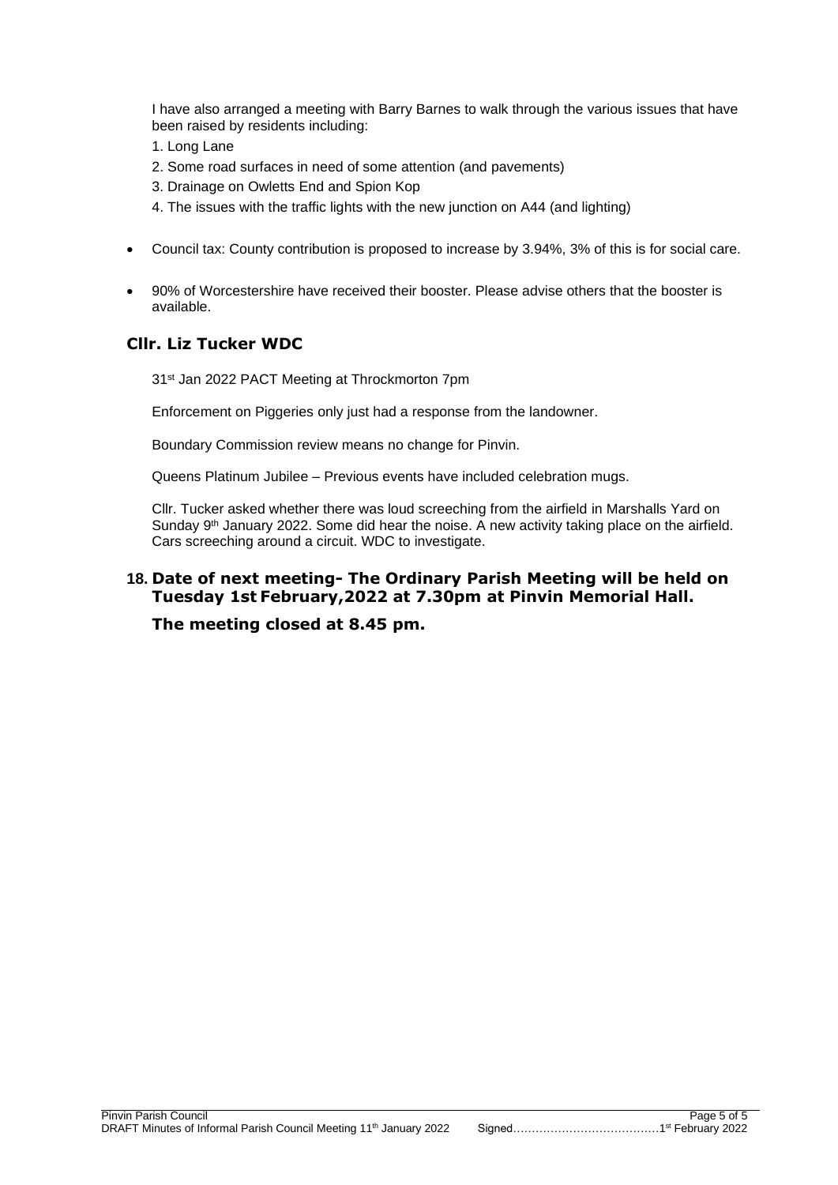I have also arranged a meeting with Barry Barnes to walk through the various issues that have been raised by residents including:

1. Long Lane
2. Some road surfaces in need of some attention (and pavements)
3. Drainage on Owletts End and Spion Kop
4. The issues with the traffic lights with the new junction on A44 (and lighting)

- Council tax: County contribution is proposed to increase by 3.94%, 3% of this is for social care.
- 90% of Worcestershire have received their booster. Please advise others that the booster is available.

### Cllr. Liz Tucker WDC

31st Jan 2022 PACT Meeting at Throckmorton 7pm

Enforcement on Piggeries only just had a response from the landowner.

Boundary Commission review means no change for Pinvin.

Queens Platinum Jubilee – Previous events have included celebration mugs.

Cllr. Tucker asked whether there was loud screeching from the airfield in Marshalls Yard on Sunday 9th January 2022. Some did hear the noise. A new activity taking place on the airfield. Cars screeching around a circuit. WDC to investigate.

### 18. Date of next meeting- The Ordinary Parish Meeting will be held on Tuesday 1st February,2022 at 7.30pm at Pinvin Memorial Hall.

**The meeting closed at 8.45 pm.**